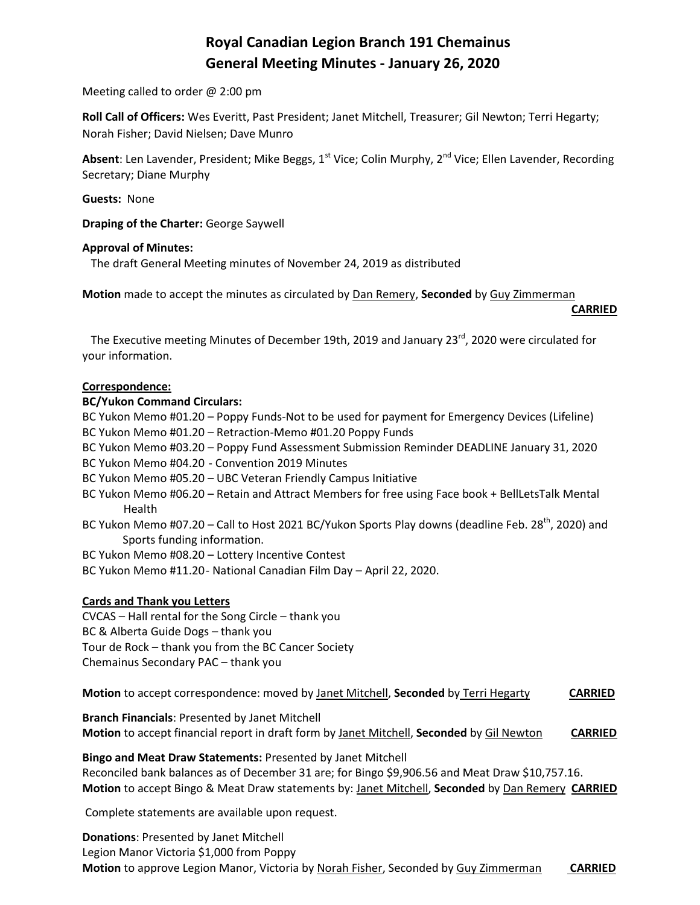# Royal Canadian Legion Branch 191 Chemainus
# General Meeting Minutes - January 26, 2020

Meeting called to order @ 2:00 pm

**Roll Call of Officers:** Wes Everitt, Past President; Janet Mitchell, Treasurer; Gil Newton; Terri Hegarty; Norah Fisher; David Nielsen; Dave Munro

**Absent**: Len Lavender, President; Mike Beggs, 1st Vice; Colin Murphy, 2nd Vice; Ellen Lavender, Recording Secretary; Diane Murphy

**Guests:** None

**Draping of the Charter:** George Saywell

**Approval of Minutes:**

The draft General Meeting minutes of November 24, 2019 as distributed

**Motion** made to accept the minutes as circulated by Dan Remery, **Seconded** by Guy Zimmerman

**CARRIED**

The Executive meeting Minutes of December 19th, 2019 and January 23rd, 2020 were circulated for your information.

**Correspondence:**

**BC/Yukon Command Circulars:**

BC Yukon Memo #01.20 – Poppy Funds-Not to be used for payment for Emergency Devices (Lifeline)
BC Yukon Memo #01.20 – Retraction-Memo #01.20 Poppy Funds
BC Yukon Memo #03.20 – Poppy Fund Assessment Submission Reminder DEADLINE January 31, 2020
BC Yukon Memo #04.20 - Convention 2019 Minutes
BC Yukon Memo #05.20 – UBC Veteran Friendly Campus Initiative
BC Yukon Memo #06.20 – Retain and Attract Members for free using Face book + BellLetsTalk Mental Health
BC Yukon Memo #07.20 – Call to Host 2021 BC/Yukon Sports Play downs (deadline Feb. 28th, 2020) and Sports funding information.
BC Yukon Memo #08.20 – Lottery Incentive Contest
BC Yukon Memo #11.20- National Canadian Film Day – April 22, 2020.

**Cards and Thank you Letters**

CVCAS – Hall rental for the Song Circle – thank you
BC & Alberta Guide Dogs – thank you
Tour de Rock – thank you from the BC Cancer Society
Chemainus Secondary PAC – thank you

**Motion** to accept correspondence: moved by Janet Mitchell, **Seconded** by Terri Hegarty **CARRIED**

**Branch Financials**: Presented by Janet Mitchell
**Motion** to accept financial report in draft form by Janet Mitchell, **Seconded** by Gil Newton **CARRIED**

**Bingo and Meat Draw Statements:** Presented by Janet Mitchell
Reconciled bank balances as of December 31 are; for Bingo $9,906.56 and Meat Draw $10,757.16.
**Motion** to accept Bingo & Meat Draw statements by: Janet Mitchell, **Seconded** by Dan Remery **CARRIED**

Complete statements are available upon request.

**Donations**: Presented by Janet Mitchell
Legion Manor Victoria $1,000 from Poppy
**Motion** to approve Legion Manor, Victoria by Norah Fisher, Seconded by Guy Zimmerman **CARRIED**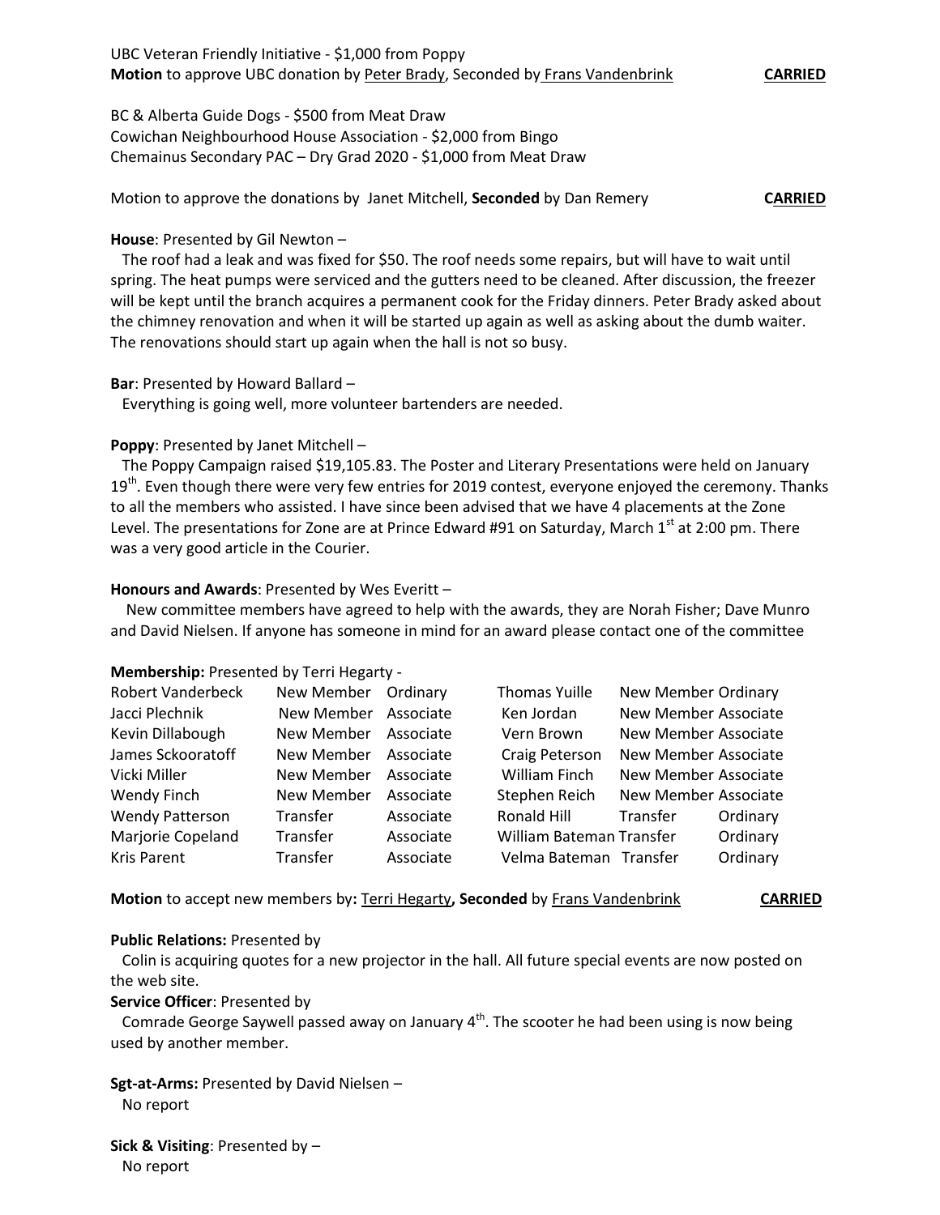UBC Veteran Friendly Initiative - $1,000 from Poppy
**Motion** to approve UBC donation by Peter Brady, Seconded by Frans Vandenbrink **CARRIED**

BC & Alberta Guide Dogs - $500 from Meat Draw
Cowichan Neighbourhood House Association - $2,000 from Bingo
Chemainus Secondary PAC – Dry Grad 2020 - $1,000 from Meat Draw

Motion to approve the donations by Janet Mitchell, **Seconded** by Dan Remery **CARRIED**

**House**: Presented by Gil Newton –
The roof had a leak and was fixed for $50. The roof needs some repairs, but will have to wait until spring. The heat pumps were serviced and the gutters need to be cleaned. After discussion, the freezer will be kept until the branch acquires a permanent cook for the Friday dinners. Peter Brady asked about the chimney renovation and when it will be started up again as well as asking about the dumb waiter. The renovations should start up again when the hall is not so busy.

**Bar**: Presented by Howard Ballard –
Everything is going well, more volunteer bartenders are needed.

**Poppy**: Presented by Janet Mitchell –
The Poppy Campaign raised $19,105.83. The Poster and Literary Presentations were held on January 19th. Even though there were very few entries for 2019 contest, everyone enjoyed the ceremony. Thanks to all the members who assisted. I have since been advised that we have 4 placements at the Zone Level. The presentations for Zone are at Prince Edward #91 on Saturday, March 1st at 2:00 pm. There was a very good article in the Courier.

**Honours and Awards**: Presented by Wes Everitt –
New committee members have agreed to help with the awards, they are Norah Fisher; Dave Munro and David Nielsen. If anyone has someone in mind for an award please contact one of the committee

**Membership:** Presented by Terri Hegarty -

| | | | | | |
|---|---|---|---|---|---|
| Robert Vanderbeck | New Member | Ordinary | Thomas Yuille | New Member | Ordinary |
| Jacci Plechnik | New Member | Associate | Ken Jordan | New Member | Associate |
| Kevin Dillabough | New Member | Associate | Vern Brown | New Member | Associate |
| James Sckooratoff | New Member | Associate | Craig Peterson | New Member | Associate |
| Vicki Miller | New Member | Associate | William Finch | New Member | Associate |
| Wendy Finch | New Member | Associate | Stephen Reich | New Member | Associate |
| Wendy Patterson | Transfer | Associate | Ronald Hill | Transfer | Ordinary |
| Marjorie Copeland | Transfer | Associate | William Bateman | Transfer | Ordinary |
| Kris Parent | Transfer | Associate | Velma Bateman | Transfer | Ordinary |

**Motion** to accept new members by**:** Terri Hegarty**, Seconded** by Frans Vandenbrink **CARRIED**

**Public Relations:** Presented by
Colin is acquiring quotes for a new projector in the hall. All future special events are now posted on the web site.

**Service Officer**: Presented by
Comrade George Saywell passed away on January 4th. The scooter he had been using is now being used by another member.

**Sgt-at-Arms:** Presented by David Nielsen –
No report

**Sick & Visiting**: Presented by –
No report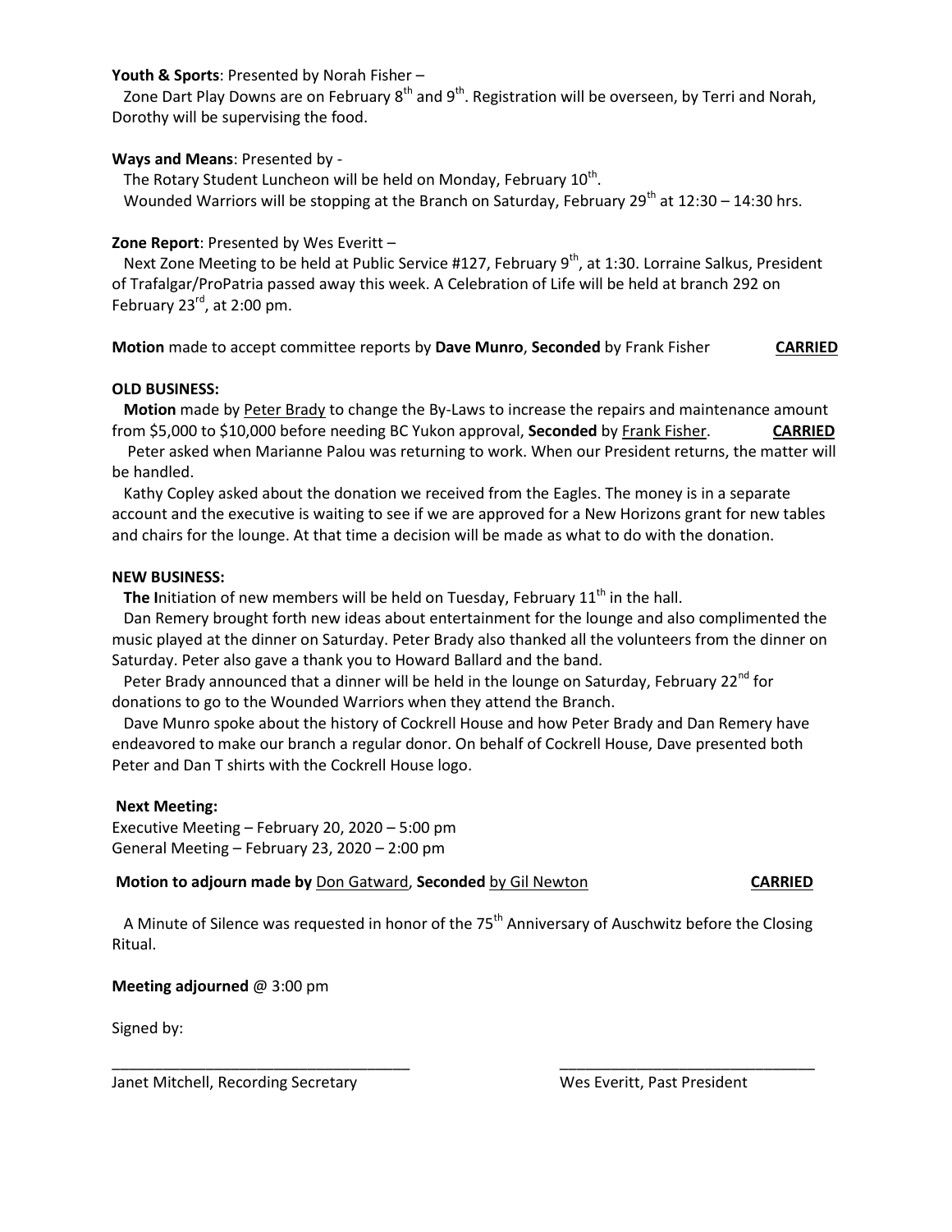**Youth & Sports**: Presented by Norah Fisher –

Zone Dart Play Downs are on February 8th and 9th. Registration will be overseen, by Terri and Norah, Dorothy will be supervising the food.

**Ways and Means**: Presented by -

The Rotary Student Luncheon will be held on Monday, February 10th.
Wounded Warriors will be stopping at the Branch on Saturday, February 29th at 12:30 – 14:30 hrs.

**Zone Report**: Presented by Wes Everitt –

Next Zone Meeting to be held at Public Service #127, February 9th, at 1:30. Lorraine Salkus, President of Trafalgar/ProPatria passed away this week. A Celebration of Life will be held at branch 292 on February 23rd, at 2:00 pm.

**Motion** made to accept committee reports by **Dave Munro**, **Seconded** by Frank Fisher **CARRIED**

**OLD BUSINESS:**

**Motion** made by Peter Brady to change the By-Laws to increase the repairs and maintenance amount from $5,000 to $10,000 before needing BC Yukon approval, **Seconded** by Frank Fisher. **CARRIED**

Peter asked when Marianne Palou was returning to work. When our President returns, the matter will be handled.

Kathy Copley asked about the donation we received from the Eagles. The money is in a separate account and the executive is waiting to see if we are approved for a New Horizons grant for new tables and chairs for the lounge. At that time a decision will be made as what to do with the donation.

**NEW BUSINESS:**

**The I**nitiation of new members will be held on Tuesday, February 11th in the hall.

Dan Remery brought forth new ideas about entertainment for the lounge and also complimented the music played at the dinner on Saturday. Peter Brady also thanked all the volunteers from the dinner on Saturday. Peter also gave a thank you to Howard Ballard and the band.

Peter Brady announced that a dinner will be held in the lounge on Saturday, February 22nd for donations to go to the Wounded Warriors when they attend the Branch.

Dave Munro spoke about the history of Cockrell House and how Peter Brady and Dan Remery have endeavored to make our branch a regular donor. On behalf of Cockrell House, Dave presented both Peter and Dan T shirts with the Cockrell House logo.

**Next Meeting:**

Executive Meeting – February 20, 2020 – 5:00 pm
General Meeting – February 23, 2020 – 2:00 pm

**Motion to adjourn made by** Don Gatward, **Seconded** by Gil Newton **CARRIED**

A Minute of Silence was requested in honor of the 75th Anniversary of Auschwitz before the Closing Ritual.

**Meeting adjourned** @ 3:00 pm

Signed by:

\_\_\_\_\_\_\_\_\_\_\_\_\_\_\_\_\_\_\_\_\_\_\_\_\_\_\_\_\_\_\_\_\_\_\_\_
Janet Mitchell, Recording Secretary

\_\_\_\_\_\_\_\_\_\_\_\_\_\_\_\_\_\_\_\_\_\_\_\_\_\_\_\_\_\_\_\_\_\_\_\_
Wes Everitt, Past President